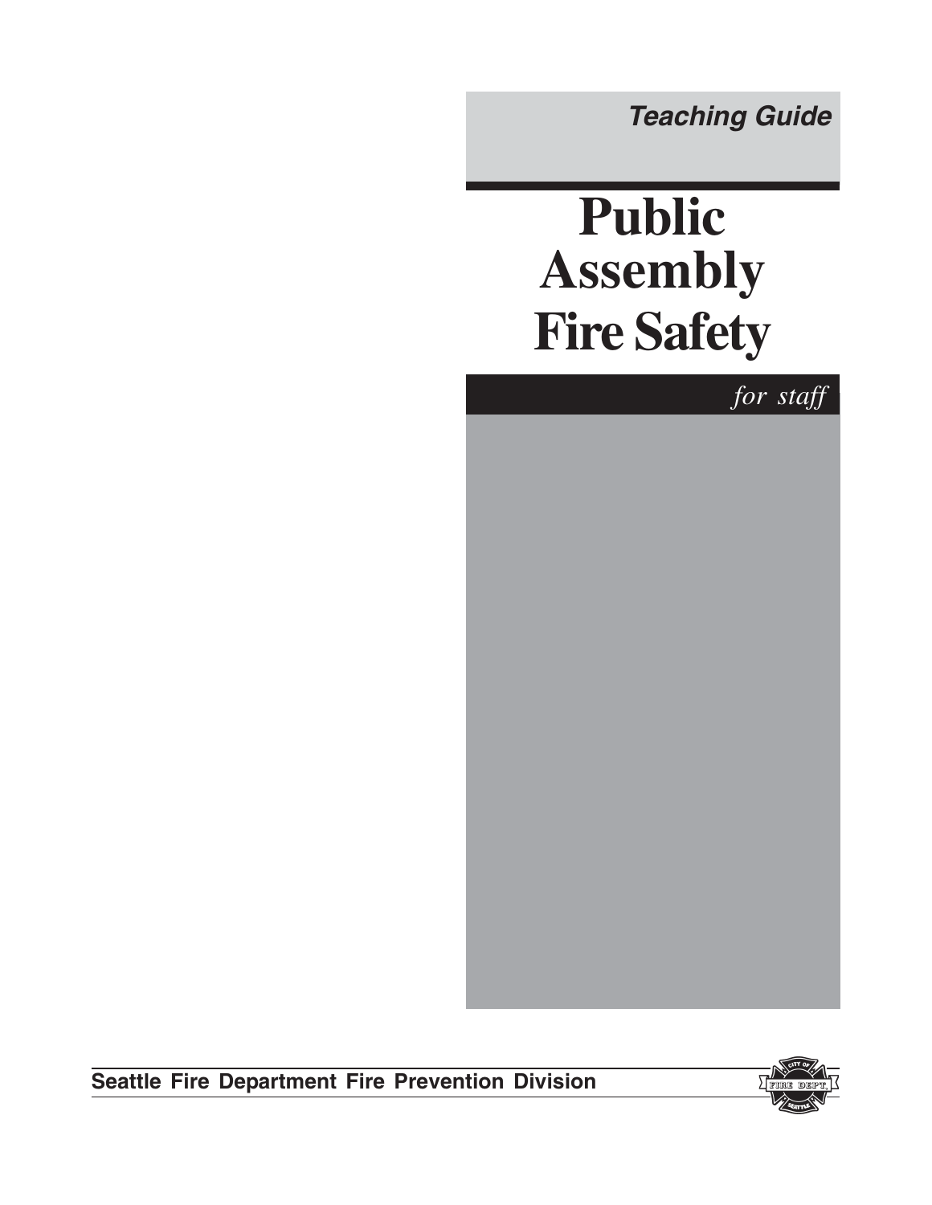*Teaching Guide*

# Public Assembly Fire Safety

*for staff*

**Seattle Fire Department Fire Prevention Division**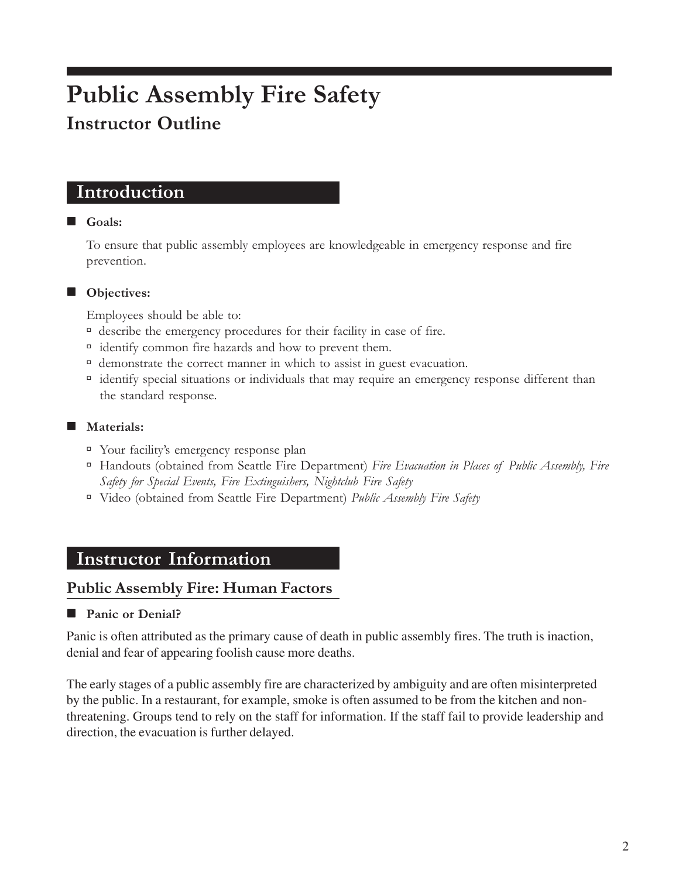# Public Assembly Fire Safety

## Instructor Outline

## Introduction

- **Goals:**

  To ensure that public assembly employees are knowledgeable in emergency response and fire prevention.

- **Objectives:**

  Employees should be able to:
  - describe the emergency procedures for their facility in case of fire.
  - identify common fire hazards and how to prevent them.
  - demonstrate the correct manner in which to assist in guest evacuation.
  - identify special situations or individuals that may require an emergency response different than the standard response.

- **Materials:**
  - Your facility's emergency response plan
  - Handouts (obtained from Seattle Fire Department) *Fire Evacuation in Places of Public Assembly, Fire Safety for Special Events, Fire Extinguishers, Nightclub Fire Safety*
  - Video (obtained from Seattle Fire Department) *Public Assembly Fire Safety*

## Instructor Information

### Public Assembly Fire: Human Factors

- **Panic or Denial?**

Panic is often attributed as the primary cause of death in public assembly fires. The truth is inaction, denial and fear of appearing foolish cause more deaths.

The early stages of a public assembly fire are characterized by ambiguity and are often misinterpreted by the public. In a restaurant, for example, smoke is often assumed to be from the kitchen and non-threatening. Groups tend to rely on the staff for information. If the staff fail to provide leadership and direction, the evacuation is further delayed.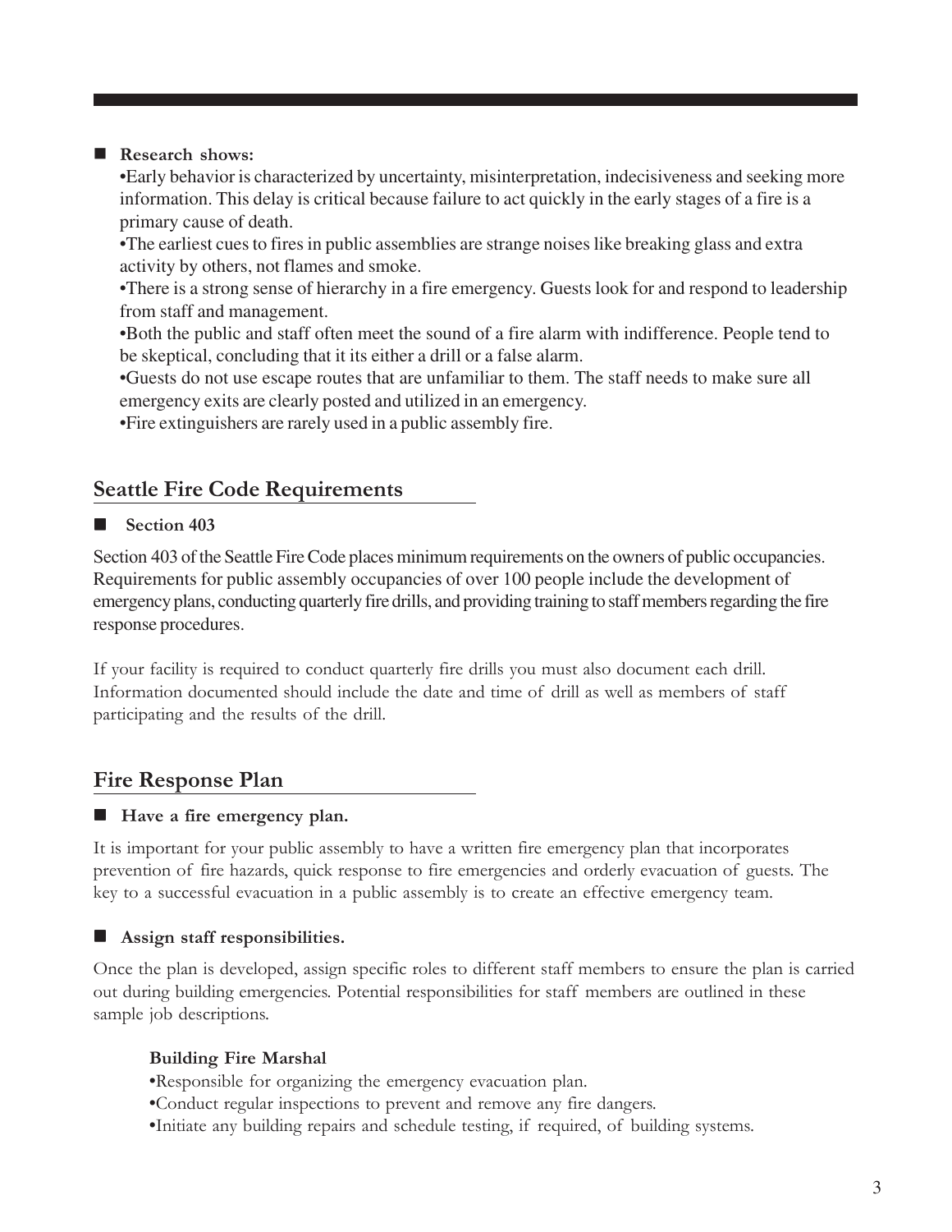- **Research shows:**
  - Early behavior is characterized by uncertainty, misinterpretation, indecisiveness and seeking more information. This delay is critical because failure to act quickly in the early stages of a fire is a primary cause of death.
  - The earliest cues to fires in public assemblies are strange noises like breaking glass and extra activity by others, not flames and smoke.
  - There is a strong sense of hierarchy in a fire emergency. Guests look for and respond to leadership from staff and management.
  - Both the public and staff often meet the sound of a fire alarm with indifference. People tend to be skeptical, concluding that it its either a drill or a false alarm.
  - Guests do not use escape routes that are unfamiliar to them. The staff needs to make sure all emergency exits are clearly posted and utilized in an emergency.
  - Fire extinguishers are rarely used in a public assembly fire.

## Seattle Fire Code Requirements

- **Section 403**

Section 403 of the Seattle Fire Code places minimum requirements on the owners of public occupancies. Requirements for public assembly occupancies of over 100 people include the development of emergency plans, conducting quarterly fire drills, and providing training to staff members regarding the fire response procedures.

If your facility is required to conduct quarterly fire drills you must also document each drill. Information documented should include the date and time of drill as well as members of staff participating and the results of the drill.

## Fire Response Plan

- **Have a fire emergency plan.**

It is important for your public assembly to have a written fire emergency plan that incorporates prevention of fire hazards, quick response to fire emergencies and orderly evacuation of guests. The key to a successful evacuation in a public assembly is to create an effective emergency team.

- **Assign staff responsibilities.**

Once the plan is developed, assign specific roles to different staff members to ensure the plan is carried out during building emergencies. Potential responsibilities for staff members are outlined in these sample job descriptions.

**Building Fire Marshal**

- Responsible for organizing the emergency evacuation plan.
- Conduct regular inspections to prevent and remove any fire dangers.
- Initiate any building repairs and schedule testing, if required, of building systems.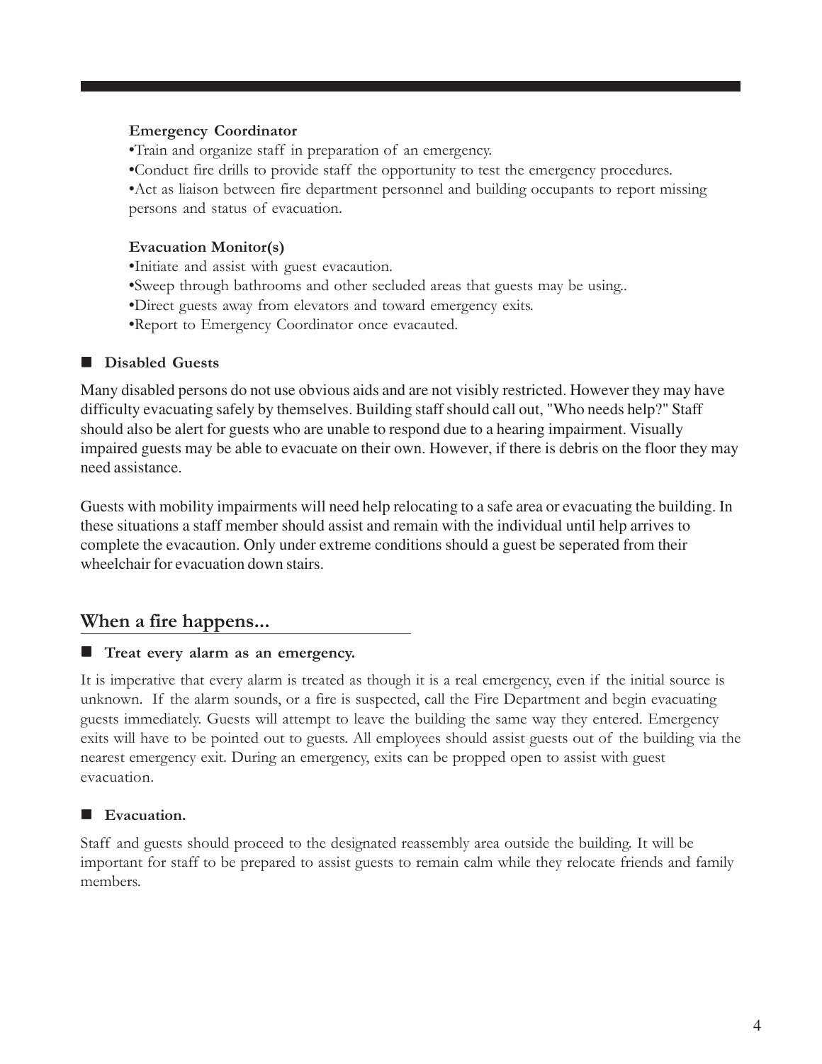**Emergency Coordinator**

- Train and organize staff in preparation of an emergency.
- Conduct fire drills to provide staff the opportunity to test the emergency procedures.
- Act as liaison between fire department personnel and building occupants to report missing persons and status of evacuation.

**Evacuation Monitor(s)**

- Initiate and assist with guest evacaution.
- Sweep through bathrooms and other secluded areas that guests may be using..
- Direct guests away from elevators and toward emergency exits.
- Report to Emergency Coordinator once evacauted.

### Disabled Guests

Many disabled persons do not use obvious aids and are not visibly restricted. However they may have difficulty evacuating safely by themselves. Building staff should call out, "Who needs help?" Staff should also be alert for guests who are unable to respond due to a hearing impairment. Visually impaired guests may be able to evacuate on their own. However, if there is debris on the floor they may need assistance.

Guests with mobility impairments will need help relocating to a safe area or evacuating the building. In these situations a staff member should assist and remain with the individual until help arrives to complete the evacaution. Only under extreme conditions should a guest be seperated from their wheelchair for evacuation down stairs.

## When a fire happens...

### Treat every alarm as an emergency.

It is imperative that every alarm is treated as though it is a real emergency, even if the initial source is unknown. If the alarm sounds, or a fire is suspected, call the Fire Department and begin evacuating guests immediately. Guests will attempt to leave the building the same way they entered. Emergency exits will have to be pointed out to guests. All employees should assist guests out of the building via the nearest emergency exit. During an emergency, exits can be propped open to assist with guest evacuation.

### Evacuation.

Staff and guests should proceed to the designated reassembly area outside the building. It will be important for staff to be prepared to assist guests to remain calm while they relocate friends and family members.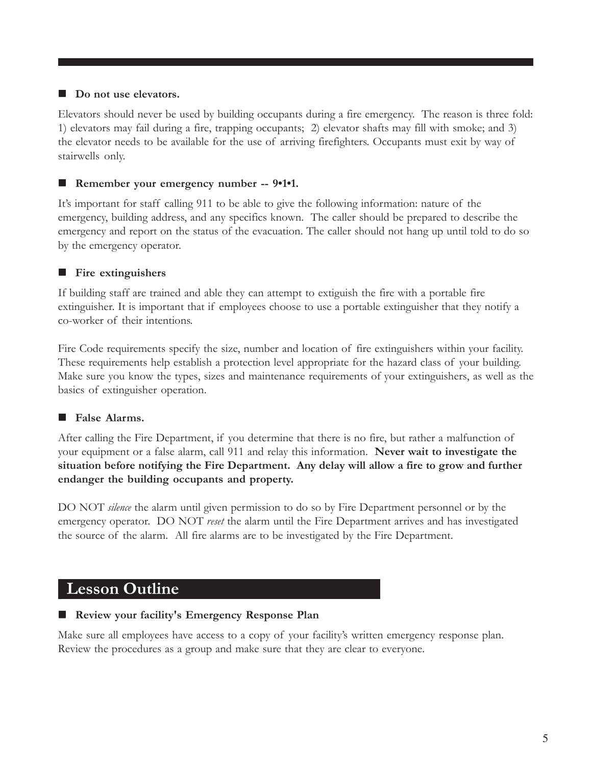- **Do not use elevators.**

Elevators should never be used by building occupants during a fire emergency. The reason is three fold: 1) elevators may fail during a fire, trapping occupants; 2) elevator shafts may fill with smoke; and 3) the elevator needs to be available for the use of arriving firefighters. Occupants must exit by way of stairwells only.

- **Remember your emergency number -- 9•1•1.**

It's important for staff calling 911 to be able to give the following information: nature of the emergency, building address, and any specifics known. The caller should be prepared to describe the emergency and report on the status of the evacuation. The caller should not hang up until told to do so by the emergency operator.

- **Fire extinguishers**

If building staff are trained and able they can attempt to extiguish the fire with a portable fire extinguisher. It is important that if employees choose to use a portable extinguisher that they notify a co-worker of their intentions.

Fire Code requirements specify the size, number and location of fire extinguishers within your facility. These requirements help establish a protection level appropriate for the hazard class of your building. Make sure you know the types, sizes and maintenance requirements of your extinguishers, as well as the basics of extinguisher operation.

- **False Alarms.**

After calling the Fire Department, if you determine that there is no fire, but rather a malfunction of your equipment or a false alarm, call 911 and relay this information. **Never wait to investigate the situation before notifying the Fire Department. Any delay will allow a fire to grow and further endanger the building occupants and property.**

DO NOT *silence* the alarm until given permission to do so by Fire Department personnel or by the emergency operator. DO NOT *reset* the alarm until the Fire Department arrives and has investigated the source of the alarm. All fire alarms are to be investigated by the Fire Department.

## Lesson Outline

- **Review your facility's Emergency Response Plan**

Make sure all employees have access to a copy of your facility's written emergency response plan. Review the procedures as a group and make sure that they are clear to everyone.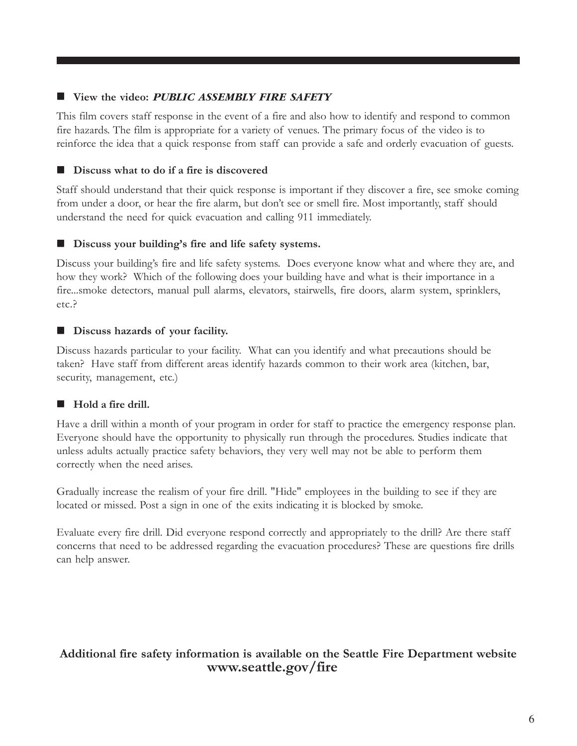- **View the video: *PUBLIC ASSEMBLY FIRE SAFETY***

This film covers staff response in the event of a fire and also how to identify and respond to common fire hazards. The film is appropriate for a variety of venues. The primary focus of the video is to reinforce the idea that a quick response from staff can provide a safe and orderly evacuation of guests.

- **Discuss what to do if a fire is discovered**

Staff should understand that their quick response is important if they discover a fire, see smoke coming from under a door, or hear the fire alarm, but don't see or smell fire. Most importantly, staff should understand the need for quick evacuation and calling 911 immediately.

- **Discuss your building's fire and life safety systems.**

Discuss your building's fire and life safety systems. Does everyone know what and where they are, and how they work? Which of the following does your building have and what is their importance in a fire...smoke detectors, manual pull alarms, elevators, stairwells, fire doors, alarm system, sprinklers, etc.?

- **Discuss hazards of your facility.**

Discuss hazards particular to your facility. What can you identify and what precautions should be taken? Have staff from different areas identify hazards common to their work area (kitchen, bar, security, management, etc.)

- **Hold a fire drill.**

Have a drill within a month of your program in order for staff to practice the emergency response plan. Everyone should have the opportunity to physically run through the procedures. Studies indicate that unless adults actually practice safety behaviors, they very well may not be able to perform them correctly when the need arises.

Gradually increase the realism of your fire drill. "Hide" employees in the building to see if they are located or missed. Post a sign in one of the exits indicating it is blocked by smoke.

Evaluate every fire drill. Did everyone respond correctly and appropriately to the drill? Are there staff concerns that need to be addressed regarding the evacuation procedures? These are questions fire drills can help answer.

**Additional fire safety information is available on the Seattle Fire Department website**
**www.seattle.gov/fire**